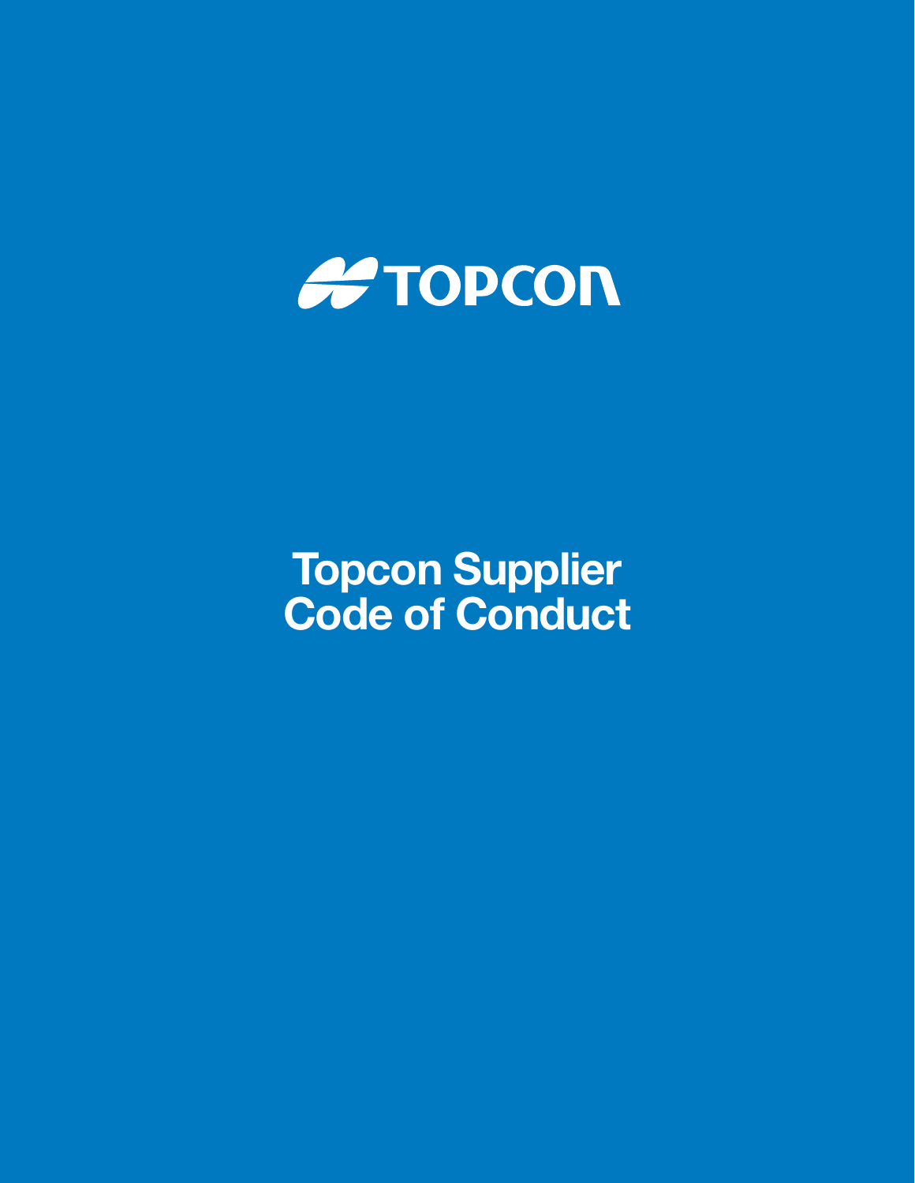TOPCON

# Topcon Supplier Code of Conduct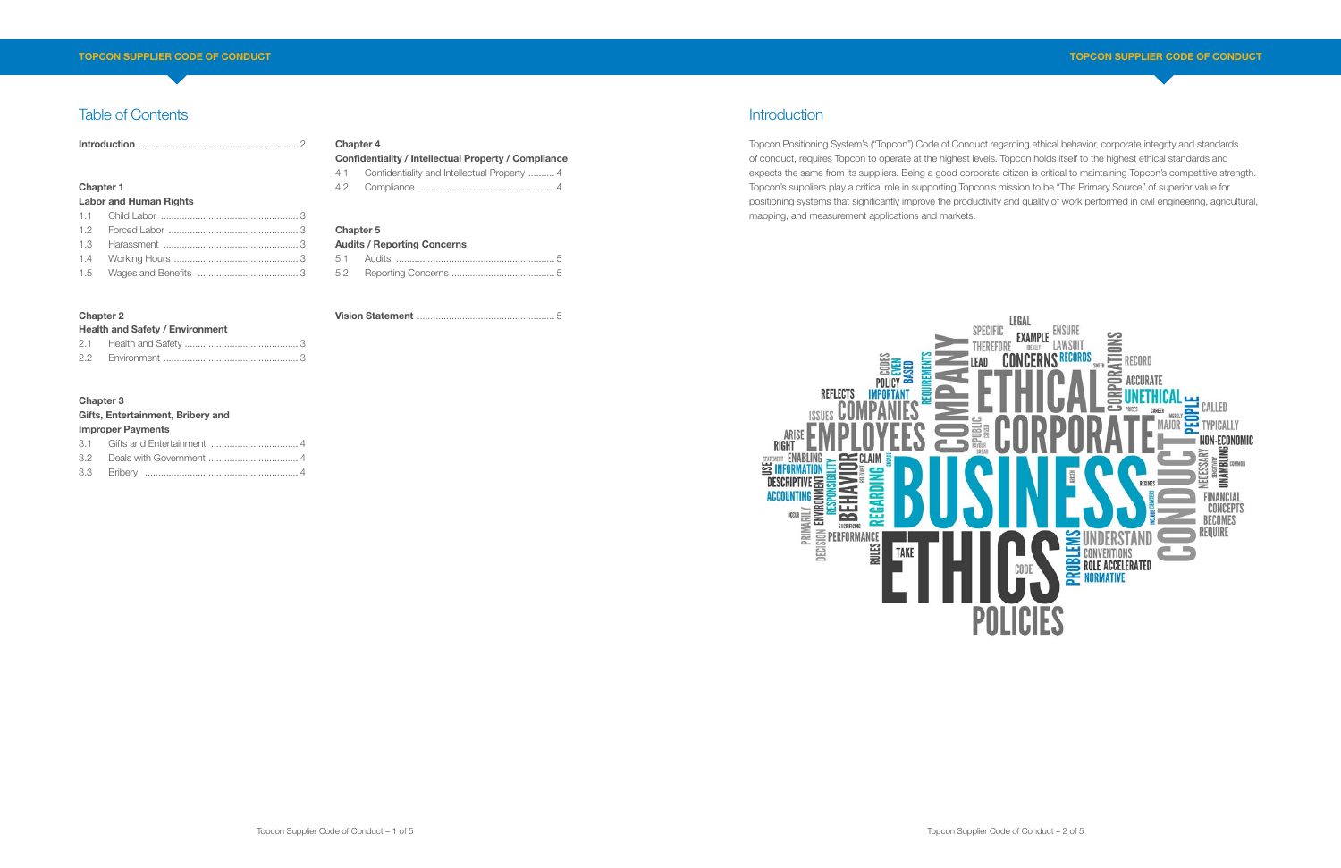## Table of Contents

**Introduction** ............................................................ 2

**Chapter 1**
**Labor and Human Rights**

1.1 Child Labor ............................................................ 3
1.2 Forced Labor ............................................................ 3
1.3 Harassment ............................................................ 3
1.4 Working Hours ............................................................ 3
1.5 Wages and Benefits ............................................................ 3

**Chapter 2**
**Health and Safety / Environment**

2.1 Health and Safety ............................................................ 3
2.2 Environment ............................................................ 3

**Chapter 3**
**Gifts, Entertainment, Bribery and Improper Payments**

3.1 Gifts and Entertainment ............................................................ 4
3.2 Deals with Government ............................................................ 4
3.3 Bribery ............................................................ 4

**Chapter 4**
**Confidentiality / Intellectual Property / Compliance**

4.1 Confidentiality and Intellectual Property .......... 4
4.2 Compliance ............................................................ 4

**Chapter 5**
**Audits / Reporting Concerns**

5.1 Audits ............................................................ 5
5.2 Reporting Concerns ............................................................ 5

**Vision Statement** ............................................................ 5

## Introduction

Topcon Positioning System's ("Topcon") Code of Conduct regarding ethical behavior, corporate integrity and standards of conduct, requires Topcon to operate at the highest levels. Topcon holds itself to the highest ethical standards and expects the same from its suppliers. Being a good corporate citizen is critical to maintaining Topcon's competitive strength. Topcon's suppliers play a critical role in supporting Topcon's mission to be "The Primary Source" of superior value for positioning systems that significantly improve the productivity and quality of work performed in civil engineering, agricultural, mapping, and measurement applications and markets.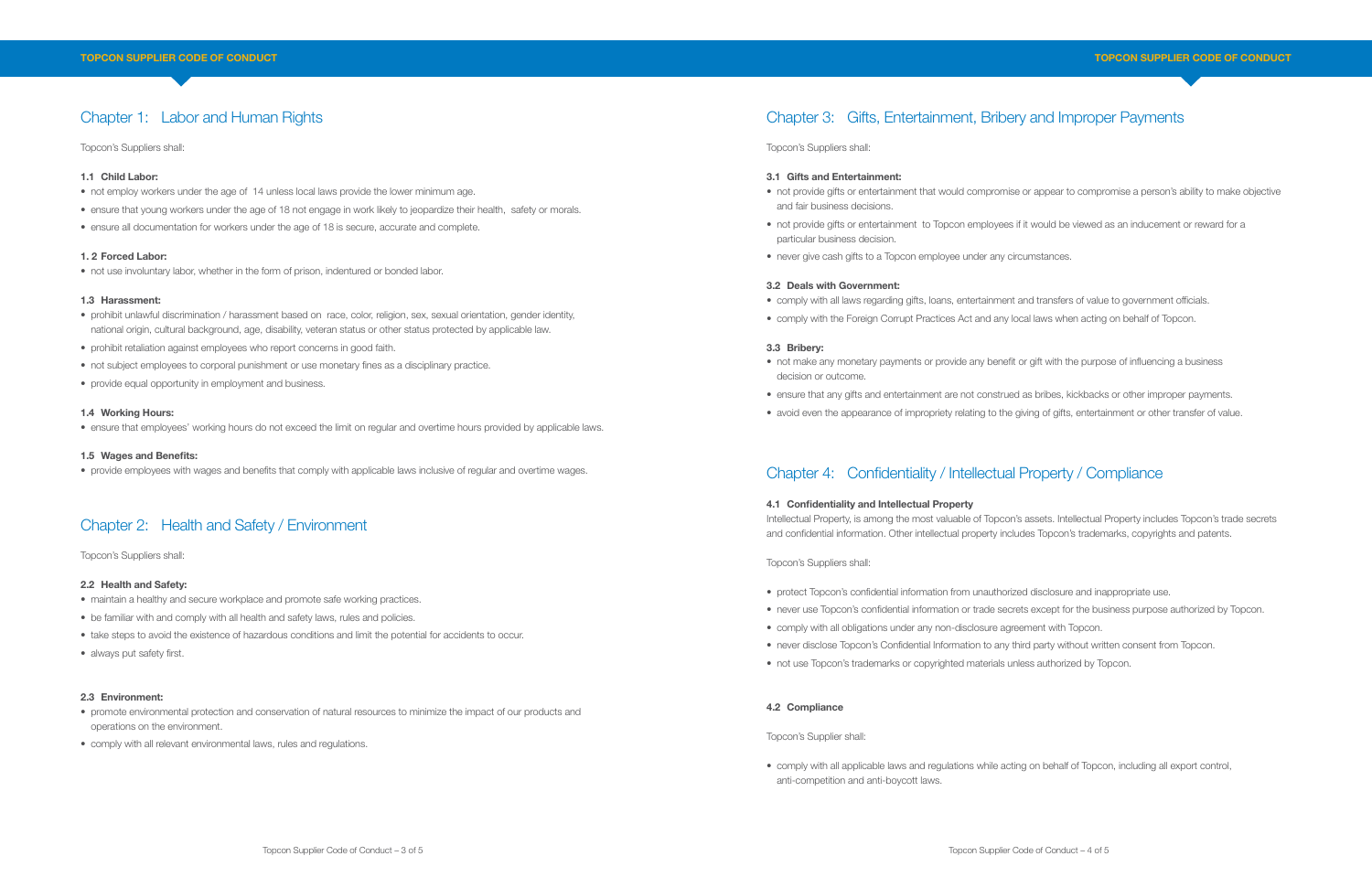## Chapter 1: Labor and Human Rights

Topcon's Suppliers shall:

**1.1 Child Labor:**

- not employ workers under the age of 14 unless local laws provide the lower minimum age.
- ensure that young workers under the age of 18 not engage in work likely to jeopardize their health, safety or morals.
- ensure all documentation for workers under the age of 18 is secure, accurate and complete.

**1. 2 Forced Labor:**

- not use involuntary labor, whether in the form of prison, indentured or bonded labor.

**1.3 Harassment:**

- prohibit unlawful discrimination / harassment based on race, color, religion, sex, sexual orientation, gender identity, national origin, cultural background, age, disability, veteran status or other status protected by applicable law.
- prohibit retaliation against employees who report concerns in good faith.
- not subject employees to corporal punishment or use monetary fines as a disciplinary practice.
- provide equal opportunity in employment and business.

**1.4 Working Hours:**

- ensure that employees' working hours do not exceed the limit on regular and overtime hours provided by applicable laws.

**1.5 Wages and Benefits:**

- provide employees with wages and benefits that comply with applicable laws inclusive of regular and overtime wages.

## Chapter 2: Health and Safety / Environment

Topcon's Suppliers shall:

**2.2 Health and Safety:**

- maintain a healthy and secure workplace and promote safe working practices.
- be familiar with and comply with all health and safety laws, rules and policies.
- take steps to avoid the existence of hazardous conditions and limit the potential for accidents to occur.
- always put safety first.

**2.3 Environment:**

- promote environmental protection and conservation of natural resources to minimize the impact of our products and operations on the environment.
- comply with all relevant environmental laws, rules and regulations.

## Chapter 3: Gifts, Entertainment, Bribery and Improper Payments

Topcon's Suppliers shall:

**3.1 Gifts and Entertainment:**

- not provide gifts or entertainment that would compromise or appear to compromise a person's ability to make objective and fair business decisions.
- not provide gifts or entertainment to Topcon employees if it would be viewed as an inducement or reward for a particular business decision.
- never give cash gifts to a Topcon employee under any circumstances.

**3.2 Deals with Government:**

- comply with all laws regarding gifts, loans, entertainment and transfers of value to government officials.
- comply with the Foreign Corrupt Practices Act and any local laws when acting on behalf of Topcon.

**3.3 Bribery:**

- not make any monetary payments or provide any benefit or gift with the purpose of influencing a business decision or outcome.
- ensure that any gifts and entertainment are not construed as bribes, kickbacks or other improper payments.
- avoid even the appearance of impropriety relating to the giving of gifts, entertainment or other transfer of value.

## Chapter 4: Confidentiality / Intellectual Property / Compliance

**4.1 Confidentiality and Intellectual Property**

Intellectual Property, is among the most valuable of Topcon's assets. Intellectual Property includes Topcon's trade secrets and confidential information. Other intellectual property includes Topcon's trademarks, copyrights and patents.

Topcon's Suppliers shall:

- protect Topcon's confidential information from unauthorized disclosure and inappropriate use.
- never use Topcon's confidential information or trade secrets except for the business purpose authorized by Topcon.
- comply with all obligations under any non-disclosure agreement with Topcon.
- never disclose Topcon's Confidential Information to any third party without written consent from Topcon.
- not use Topcon's trademarks or copyrighted materials unless authorized by Topcon.

**4.2 Compliance**

Topcon's Supplier shall:

- comply with all applicable laws and regulations while acting on behalf of Topcon, including all export control, anti-competition and anti-boycott laws.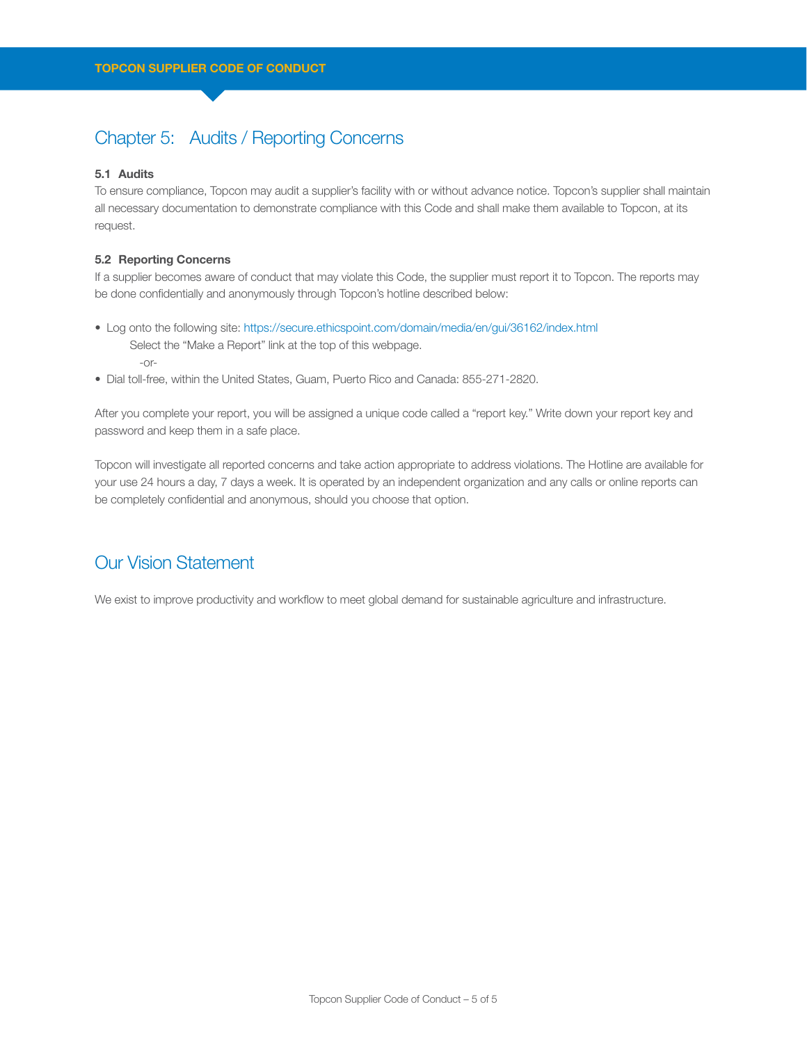## Chapter 5: Audits / Reporting Concerns

### 5.1 Audits

To ensure compliance, Topcon may audit a supplier's facility with or without advance notice. Topcon's supplier shall maintain all necessary documentation to demonstrate compliance with this Code and shall make them available to Topcon, at its request.

### 5.2 Reporting Concerns

If a supplier becomes aware of conduct that may violate this Code, the supplier must report it to Topcon. The reports may be done confidentially and anonymously through Topcon's hotline described below:

- Log onto the following site: https://secure.ethicspoint.com/domain/media/en/gui/36162/index.html
  Select the "Make a Report" link at the top of this webpage.
  -or-
- Dial toll-free, within the United States, Guam, Puerto Rico and Canada: 855-271-2820.

After you complete your report, you will be assigned a unique code called a "report key." Write down your report key and password and keep them in a safe place.

Topcon will investigate all reported concerns and take action appropriate to address violations. The Hotline are available for your use 24 hours a day, 7 days a week. It is operated by an independent organization and any calls or online reports can be completely confidential and anonymous, should you choose that option.

## Our Vision Statement

We exist to improve productivity and workflow to meet global demand for sustainable agriculture and infrastructure.